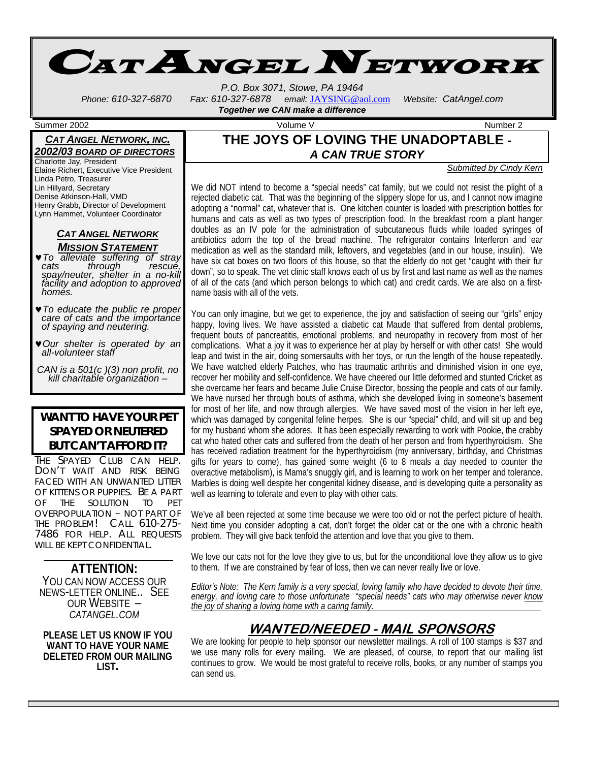# CAT ANGEL NETWORK

P.O. Box 3071, Stowe, PA 19464

Phone: 610-327-6870 Fax: 610-327-6878 email: JAYSING@aol.com Website: CatAngel.com

***Together we CAN make a difference***

Summer 2002 Volume V Number 2

## *CAT ANGEL NETWORK, INC. 2002/03 BOARD OF DIRECTORS*

Charlotte Jay, President
Elaine Richert, Executive Vice President
Linda Petro, Treasurer
Lin Hillyard, Secretary
Denise Atkinson-Hall, VMD
Henry Grabb, Director of Development
Lynn Hammet, Volunteer Coordinator

## *CAT ANGEL NETWORK MISSION STATEMENT*

- ♥ *To alleviate suffering of stray cats through rescue, spay/neuter, shelter in a no-kill facility and adoption to approved homes.*
- ♥ *To educate the public re proper care of cats and the importance of spaying and neutering.*
- ♥ *Our shelter is operated by an all-volunteer staff*

*CAN is a 501(c )(3) non profit, no kill charitable organization –*

## WANT TO HAVE YOUR PET SPAYED OR NEUTERED BUT CAN'T AFFORD IT?

THE SPAYED CLUB CAN HELP. DON'T WAIT AND RISK BEING FACED WITH AN UNWANTED LITTER OF KITTENS OR PUPPIES. BE A PART OF THE SOLUTION TO PET OVERPOPULATION – NOT PART OF THE PROBLEM! CALL 610-275-7486 FOR HELP. ALL REQUESTS WILL BE KEPT CONFIDENTIAL.

## ATTENTION:

YOU CAN NOW ACCESS OUR NEWS-LETTER ONLINE.. SEE OUR WEBSITE – *CATANGEL.COM*

**PLEASE LET US KNOW IF YOU WANT TO HAVE YOUR NAME DELETED FROM OUR MAILING LIST.**

# THE JOYS OF LOVING THE UNADOPTABLE - *A CAN TRUE STORY*

*Submitted by Cindy Kern*

We did NOT intend to become a "special needs" cat family, but we could not resist the plight of a rejected diabetic cat. That was the beginning of the slippery slope for us, and I cannot now imagine adopting a "normal" cat, whatever that is. One kitchen counter is loaded with prescription bottles for humans and cats as well as two types of prescription food. In the breakfast room a plant hanger doubles as an IV pole for the administration of subcutaneous fluids while loaded syringes of antibiotics adorn the top of the bread machine. The refrigerator contains Interferon and ear medication as well as the standard milk, leftovers, and vegetables (and in our house, insulin). We have six cat boxes on two floors of this house, so that the elderly do not get "caught with their fur down", so to speak. The vet clinic staff knows each of us by first and last name as well as the names of all of the cats (and which person belongs to which cat) and credit cards. We are also on a first-name basis with all of the vets.

You can only imagine, but we get to experience, the joy and satisfaction of seeing our "girls" enjoy happy, loving lives. We have assisted a diabetic cat Maude that suffered from dental problems, frequent bouts of pancreatitis, emotional problems, and neuropathy in recovery from most of her complications. What a joy it was to experience her at play by herself or with other cats! She would leap and twist in the air, doing somersaults with her toys, or run the length of the house repeatedly. We have watched elderly Patches, who has traumatic arthritis and diminished vision in one eye, recover her mobility and self-confidence. We have cheered our little deformed and stunted Cricket as she overcame her fears and became Julie Cruise Director, bossing the people and cats of our family. We have nursed her through bouts of asthma, which she developed living in someone's basement for most of her life, and now through allergies. We have saved most of the vision in her left eye, which was damaged by congenital feline herpes. She is our "special" child, and will sit up and beg for my husband whom she adores. It has been especially rewarding to work with Pookie, the crabby cat who hated other cats and suffered from the death of her person and from hyperthyroidism. She has received radiation treatment for the hyperthyroidism (my anniversary, birthday, and Christmas gifts for years to come), has gained some weight (6 to 8 meals a day needed to counter the overactive metabolism), is Mama's snuggly girl, and is learning to work on her temper and tolerance. Marbles is doing well despite her congenital kidney disease, and is developing quite a personality as well as learning to tolerate and even to play with other cats.

We've all been rejected at some time because we were too old or not the perfect picture of health. Next time you consider adopting a cat, don't forget the older cat or the one with a chronic health problem. They will give back tenfold the attention and love that you give to them.

We love our cats not for the love they give to us, but for the unconditional love they allow us to give to them. If we are constrained by fear of loss, then we can never really live or love.

*Editor's Note: The Kern family is a very special, loving family who have decided to devote their time, energy, and loving care to those unfortunate "special needs" cats who may otherwise never know the joy of sharing a loving home with a caring family.*

## WANTED/NEEDED - MAIL SPONSORS

We are looking for people to help sponsor our newsletter mailings. A roll of 100 stamps is $37 and we use many rolls for every mailing. We are pleased, of course, to report that our mailing list continues to grow. We would be most grateful to receive rolls, books, or any number of stamps you can send us.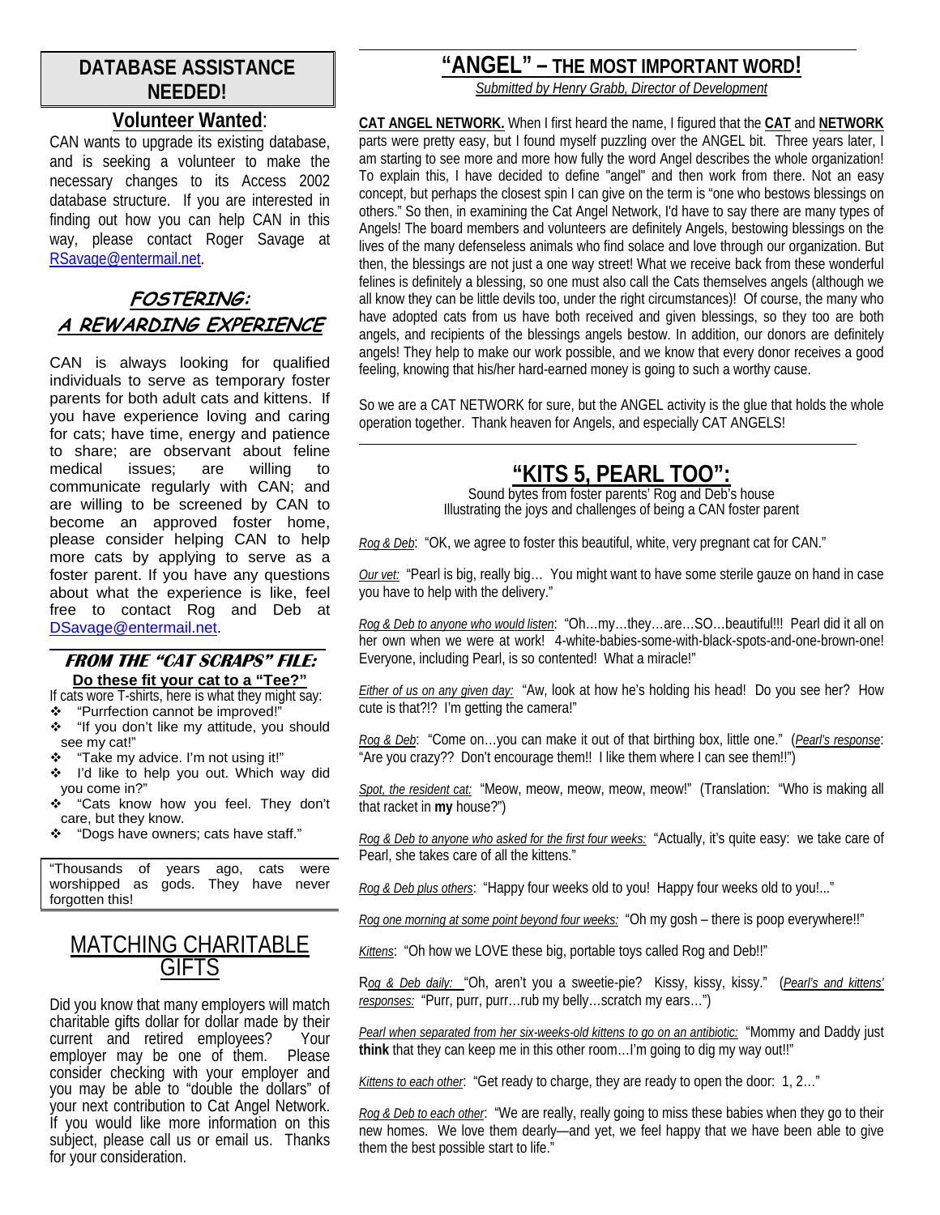## DATABASE ASSISTANCE NEEDED!

### Volunteer Wanted:

CAN wants to upgrade its existing database, and is seeking a volunteer to make the necessary changes to its Access 2002 database structure. If you are interested in finding out how you can help CAN in this way, please contact Roger Savage at RSavage@entermail.net.

## FOSTERING: A REWARDING EXPERIENCE

CAN is always looking for qualified individuals to serve as temporary foster parents for both adult cats and kittens. If you have experience loving and caring for cats; have time, energy and patience to share; are observant about feline medical issues; are willing to communicate regularly with CAN; and are willing to be screened by CAN to become an approved foster home, please consider helping CAN to help more cats by applying to serve as a foster parent. If you have any questions about what the experience is like, feel free to contact Rog and Deb at DSavage@entermail.net.

### FROM THE "CAT SCRAPS" FILE:

**Do these fit your cat to a "Tee?"**

If cats wore T-shirts, here is what they might say:

- "Purrfection cannot be improved!"
- "If you don't like my attitude, you should see my cat!"
- "Take my advice. I'm not using it!"
- I'd like to help you out. Which way did you come in?"
- "Cats know how you feel. They don't care, but they know.
- "Dogs have owners; cats have staff."

"Thousands of years ago, cats were worshipped as gods. They have never forgotten this!

## MATCHING CHARITABLE GIFTS

Did you know that many employers will match charitable gifts dollar for dollar made by their current and retired employees? Your employer may be one of them. Please consider checking with your employer and you may be able to "double the dollars" of your next contribution to Cat Angel Network. If you would like more information on this subject, please call us or email us. Thanks for your consideration.

## "ANGEL" – THE MOST IMPORTANT WORD!

*Submitted by Henry Grabb, Director of Development*

**CAT ANGEL NETWORK.** When I first heard the name, I figured that the **CAT** and **NETWORK** parts were pretty easy, but I found myself puzzling over the ANGEL bit. Three years later, I am starting to see more and more how fully the word Angel describes the whole organization! To explain this, I have decided to define "angel" and then work from there. Not an easy concept, but perhaps the closest spin I can give on the term is "one who bestows blessings on others." So then, in examining the Cat Angel Network, I'd have to say there are many types of Angels! The board members and volunteers are definitely Angels, bestowing blessings on the lives of the many defenseless animals who find solace and love through our organization. But then, the blessings are not just a one way street! What we receive back from these wonderful felines is definitely a blessing, so one must also call the Cats themselves angels (although we all know they can be little devils too, under the right circumstances)! Of course, the many who have adopted cats from us have both received and given blessings, so they too are both angels, and recipients of the blessings angels bestow. In addition, our donors are definitely angels! They help to make our work possible, and we know that every donor receives a good feeling, knowing that his/her hard-earned money is going to such a worthy cause.

So we are a CAT NETWORK for sure, but the ANGEL activity is the glue that holds the whole operation together. Thank heaven for Angels, and especially CAT ANGELS!

## "KITS 5, PEARL TOO":

Sound bytes from foster parents' Rog and Deb's house
Illustrating the joys and challenges of being a CAN foster parent

*Rog & Deb*: "OK, we agree to foster this beautiful, white, very pregnant cat for CAN."

*Our vet:* "Pearl is big, really big… You might want to have some sterile gauze on hand in case you have to help with the delivery."

*Rog & Deb to anyone who would listen*: "Oh…my…they…are…SO…beautiful!!! Pearl did it all on her own when we were at work! 4-white-babies-some-with-black-spots-and-one-brown-one! Everyone, including Pearl, is so contented! What a miracle!"

*Either of us on any given day:* "Aw, look at how he's holding his head! Do you see her? How cute is that?!? I'm getting the camera!"

*Rog & Deb*: "Come on…you can make it out of that birthing box, little one." (*Pearl's response*: "Are you crazy?? Don't encourage them!! I like them where I can see them!!")

*Spot, the resident cat:* "Meow, meow, meow, meow, meow!" (Translation: "Who is making all that racket in **my** house?")

*Rog & Deb to anyone who asked for the first four weeks:* "Actually, it's quite easy: we take care of Pearl, she takes care of all the kittens."

*Rog & Deb plus others*: "Happy four weeks old to you! Happy four weeks old to you!..."

*Rog one morning at some point beyond four weeks:* "Oh my gosh – there is poop everywhere!!"

*Kittens*: "Oh how we LOVE these big, portable toys called Rog and Deb!!"

*Rog & Deb daily:* "Oh, aren't you a sweetie-pie? Kissy, kissy, kissy." (*Pearl's and kittens' responses:* "Purr, purr, purr…rub my belly…scratch my ears…")

*Pearl when separated from her six-weeks-old kittens to go on an antibiotic:* "Mommy and Daddy just **think** that they can keep me in this other room…I'm going to dig my way out!!"

*Kittens to each other*: "Get ready to charge, they are ready to open the door: 1, 2…"

*Rog & Deb to each other*: "We are really, really going to miss these babies when they go to their new homes. We love them dearly—and yet, we feel happy that we have been able to give them the best possible start to life."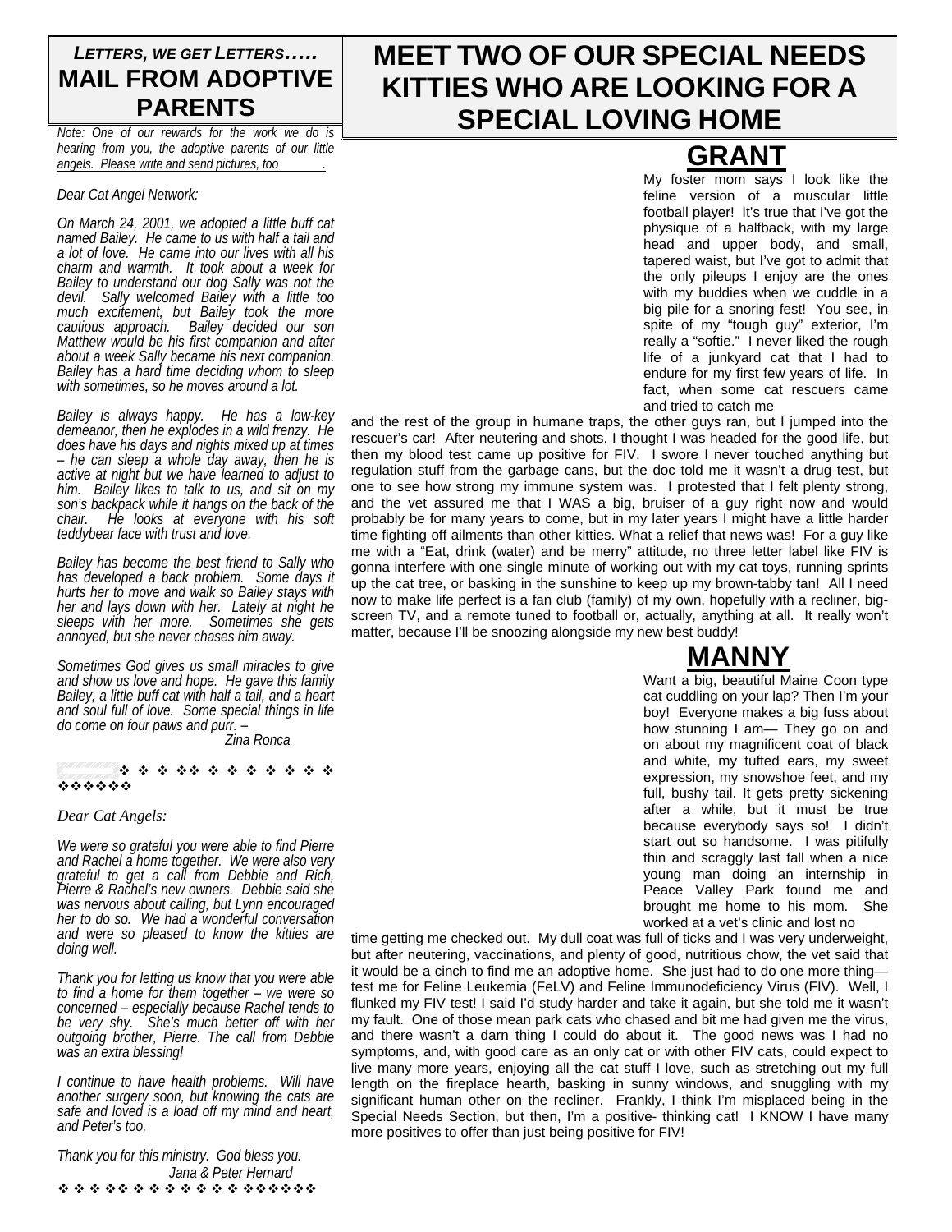## *LETTERS, WE GET LETTERS…..*
## MAIL FROM ADOPTIVE PARENTS

*Note: One of our rewards for the work we do is hearing from you, the adoptive parents of our little angels. Please write and send pictures, too.*

*Dear Cat Angel Network:*

*On March 24, 2001, we adopted a little buff cat named Bailey. He came to us with half a tail and a lot of love. He came into our lives with all his charm and warmth. It took about a week for Bailey to understand our dog Sally was not the devil. Sally welcomed Bailey with a little too much excitement, but Bailey took the more cautious approach. Bailey decided our son Matthew would be his first companion and after about a week Sally became his next companion. Bailey has a hard time deciding whom to sleep with sometimes, so he moves around a lot.*

*Bailey is always happy. He has a low-key demeanor, then he explodes in a wild frenzy. He does have his days and nights mixed up at times – he can sleep a whole day away, then he is active at night but we have learned to adjust to him. Bailey likes to talk to us, and sit on my son's backpack while it hangs on the back of the chair. He looks at everyone with his soft teddybear face with trust and love.*

*Bailey has become the best friend to Sally who has developed a back problem. Some days it hurts her to move and walk so Bailey stays with her and lays down with her. Lately at night he sleeps with her more. Sometimes she gets annoyed, but she never chases him away.*

*Sometimes God gives us small miracles to give and show us love and hope. He gave this family Bailey, a little buff cat with half a tail, and a heart and soul full of love. Some special things in life do come on four paws and purr. –*

*Zina Ronca*

❖ ❖ ❖ ❖❖ ❖ ❖ ❖ ❖ ❖ ❖ ❖ ❖❖❖❖❖❖

*Dear Cat Angels:*

*We were so grateful you were able to find Pierre and Rachel a home together. We were also very grateful to get a call from Debbie and Rich, Pierre & Rachel's new owners. Debbie said she was nervous about calling, but Lynn encouraged her to do so. We had a wonderful conversation and were so pleased to know the kitties are doing well.*

*Thank you for letting us know that you were able to find a home for them together – we were so concerned – especially because Rachel tends to be very shy. She's much better off with her outgoing brother, Pierre. The call from Debbie was an extra blessing!*

*I continue to have health problems. Will have another surgery soon, but knowing the cats are safe and loved is a load off my mind and heart, and Peter's too.*

*Thank you for this ministry. God bless you.*

*Jana & Peter Hernard*

❖ ❖ ❖ ❖❖ ❖ ❖ ❖ ❖ ❖ ❖ ❖ ❖ ❖❖❖❖❖❖

# MEET TWO OF OUR SPECIAL NEEDS KITTIES WHO ARE LOOKING FOR A SPECIAL LOVING HOME

## GRANT

My foster mom says I look like the feline version of a muscular little football player! It's true that I've got the physique of a halfback, with my large head and upper body, and small, tapered waist, but I've got to admit that the only pileups I enjoy are the ones with my buddies when we cuddle in a big pile for a snoring fest! You see, in spite of my "tough guy" exterior, I'm really a "softie." I never liked the rough life of a junkyard cat that I had to endure for my first few years of life. In fact, when some cat rescuers came and tried to catch me and the rest of the group in humane traps, the other guys ran, but I jumped into the rescuer's car! After neutering and shots, I thought I was headed for the good life, but then my blood test came up positive for FIV. I swore I never touched anything but regulation stuff from the garbage cans, but the doc told me it wasn't a drug test, but one to see how strong my immune system was. I protested that I felt plenty strong, and the vet assured me that I WAS a big, bruiser of a guy right now and would probably be for many years to come, but in my later years I might have a little harder time fighting off ailments than other kitties. What a relief that news was! For a guy like me with a "Eat, drink (water) and be merry" attitude, no three letter label like FIV is gonna interfere with one single minute of working out with my cat toys, running sprints up the cat tree, or basking in the sunshine to keep up my brown-tabby tan! All I need now to make life perfect is a fan club (family) of my own, hopefully with a recliner, big-screen TV, and a remote tuned to football or, actually, anything at all. It really won't matter, because I'll be snoozing alongside my new best buddy!

## MANNY

Want a big, beautiful Maine Coon type cat cuddling on your lap? Then I'm your boy! Everyone makes a big fuss about how stunning I am— They go on and on about my magnificent coat of black and white, my tufted ears, my sweet expression, my snowshoe feet, and my full, bushy tail. It gets pretty sickening after a while, but it must be true because everybody says so! I didn't start out so handsome. I was pitifully thin and scraggly last fall when a nice young man doing an internship in Peace Valley Park found me and brought me home to his mom. She worked at a vet's clinic and lost no time getting me checked out. My dull coat was full of ticks and I was very underweight, but after neutering, vaccinations, and plenty of good, nutritious chow, the vet said that it would be a cinch to find me an adoptive home. She just had to do one more thing—test me for Feline Leukemia (FeLV) and Feline Immunodeficiency Virus (FIV). Well, I flunked my FIV test! I said I'd study harder and take it again, but she told me it wasn't my fault. One of those mean park cats who chased and bit me had given me the virus, and there wasn't a darn thing I could do about it. The good news was I had no symptoms, and, with good care as an only cat or with other FIV cats, could expect to live many more years, enjoying all the cat stuff I love, such as stretching out my full length on the fireplace hearth, basking in sunny windows, and snuggling with my significant human other on the recliner. Frankly, I think I'm misplaced being in the Special Needs Section, but then, I'm a positive- thinking cat! I KNOW I have many more positives to offer than just being positive for FIV!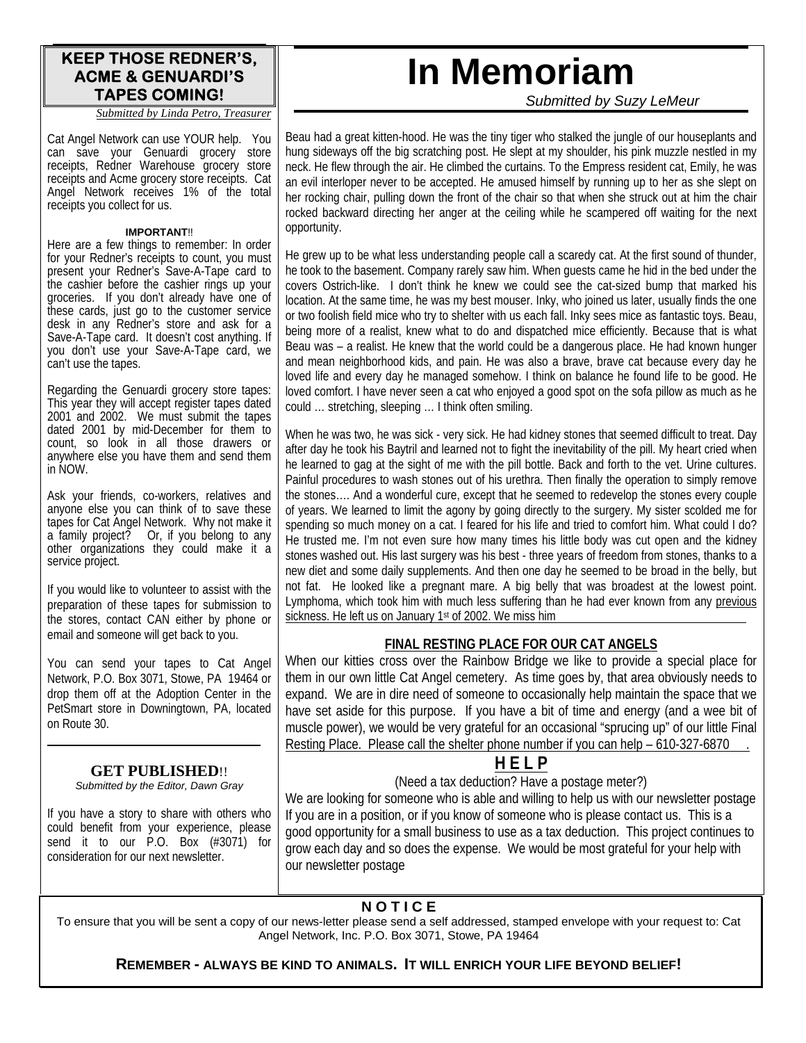## KEEP THOSE REDNER'S, ACME & GENUARDI'S TAPES COMING!

*Submitted by Linda Petro, Treasurer*

Cat Angel Network can use YOUR help. You can save your Genuardi grocery store receipts, Redner Warehouse grocery store receipts and Acme grocery store receipts. Cat Angel Network receives 1% of the total receipts you collect for us.

**IMPORTANT**!!

Here are a few things to remember: In order for your Redner's receipts to count, you must present your Redner's Save-A-Tape card to the cashier before the cashier rings up your groceries. If you don't already have one of these cards, just go to the customer service desk in any Redner's store and ask for a Save-A-Tape card. It doesn't cost anything. If you don't use your Save-A-Tape card, we can't use the tapes.

Regarding the Genuardi grocery store tapes: This year they will accept register tapes dated 2001 and 2002. We must submit the tapes dated 2001 by mid-December for them to count, so look in all those drawers or anywhere else you have them and send them in NOW.

Ask your friends, co-workers, relatives and anyone else you can think of to save these tapes for Cat Angel Network. Why not make it a family project? Or, if you belong to any other organizations they could make it a service project.

If you would like to volunteer to assist with the preparation of these tapes for submission to the stores, contact CAN either by phone or email and someone will get back to you.

You can send your tapes to Cat Angel Network, P.O. Box 3071, Stowe, PA 19464 or drop them off at the Adoption Center in the PetSmart store in Downingtown, PA, located on Route 30.

## GET PUBLISHED!!

*Submitted by the Editor, Dawn Gray*

If you have a story to share with others who could benefit from your experience, please send it to our P.O. Box (#3071) for consideration for our next newsletter.

# In Memoriam

*Submitted by Suzy LeMeur*

Beau had a great kitten-hood. He was the tiny tiger who stalked the jungle of our houseplants and hung sideways off the big scratching post. He slept at my shoulder, his pink muzzle nestled in my neck. He flew through the air. He climbed the curtains. To the Empress resident cat, Emily, he was an evil interloper never to be accepted. He amused himself by running up to her as she slept on her rocking chair, pulling down the front of the chair so that when she struck out at him the chair rocked backward directing her anger at the ceiling while he scampered off waiting for the next opportunity.

He grew up to be what less understanding people call a scaredy cat. At the first sound of thunder, he took to the basement. Company rarely saw him. When guests came he hid in the bed under the covers Ostrich-like. I don't think he knew we could see the cat-sized bump that marked his location. At the same time, he was my best mouser. Inky, who joined us later, usually finds the one or two foolish field mice who try to shelter with us each fall. Inky sees mice as fantastic toys. Beau, being more of a realist, knew what to do and dispatched mice efficiently. Because that is what Beau was – a realist. He knew that the world could be a dangerous place. He had known hunger and mean neighborhood kids, and pain. He was also a brave, brave cat because every day he loved life and every day he managed somehow. I think on balance he found life to be good. He loved comfort. I have never seen a cat who enjoyed a good spot on the sofa pillow as much as he could … stretching, sleeping … I think often smiling.

When he was two, he was sick - very sick. He had kidney stones that seemed difficult to treat. Day after day he took his Baytril and learned not to fight the inevitability of the pill. My heart cried when he learned to gag at the sight of me with the pill bottle. Back and forth to the vet. Urine cultures. Painful procedures to wash stones out of his urethra. Then finally the operation to simply remove the stones…. And a wonderful cure, except that he seemed to redevelop the stones every couple of years. We learned to limit the agony by going directly to the surgery. My sister scolded me for spending so much money on a cat. I feared for his life and tried to comfort him. What could I do? He trusted me. I'm not even sure how many times his little body was cut open and the kidney stones washed out. His last surgery was his best - three years of freedom from stones, thanks to a new diet and some daily supplements. And then one day he seemed to be broad in the belly, but not fat. He looked like a pregnant mare. A big belly that was broadest at the lowest point. Lymphoma, which took him with much less suffering than he had ever known from any previous sickness. He left us on January 1st of 2002. We miss him

**FINAL RESTING PLACE FOR OUR CAT ANGELS**

When our kitties cross over the Rainbow Bridge we like to provide a special place for them in our own little Cat Angel cemetery. As time goes by, that area obviously needs to expand. We are in dire need of someone to occasionally help maintain the space that we have set aside for this purpose. If you have a bit of time and energy (and a wee bit of muscle power), we would be very grateful for an occasional "sprucing up" of our little Final Resting Place. Please call the shelter phone number if you can help – 610-327-6870 .

**HELP**

(Need a tax deduction? Have a postage meter?)

We are looking for someone who is able and willing to help us with our newsletter postage If you are in a position, or if you know of someone who is please contact us. This is a good opportunity for a small business to use as a tax deduction. This project continues to grow each day and so does the expense. We would be most grateful for your help with our newsletter postage

**NOTICE**

To ensure that you will be sent a copy of our news-letter please send a self addressed, stamped envelope with your request to: Cat Angel Network, Inc. P.O. Box 3071, Stowe, PA 19464

**REMEMBER - ALWAYS BE KIND TO ANIMALS. IT WILL ENRICH YOUR LIFE BEYOND BELIEF!**